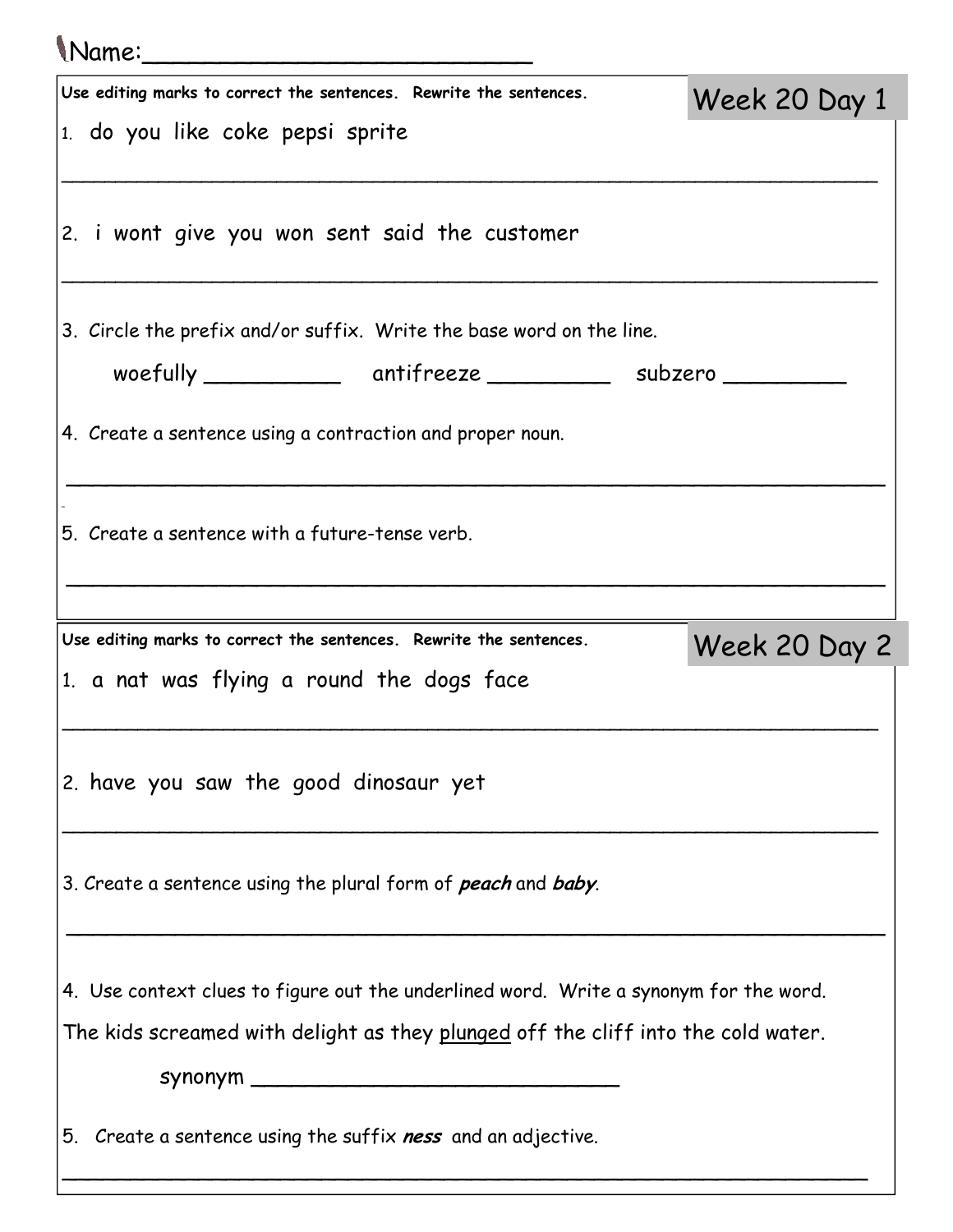Name:________________________

## Week 20 Day 1

**Use editing marks to correct the sentences. Rewrite the sentences.**

1. do you like coke pepsi sprite

______________________________________________________________

2. i wont give you won sent said the customer

______________________________________________________________

3. Circle the prefix and/or suffix. Write the base word on the line.

   woefully __________ antifreeze _________ subzero _________

4. Create a sentence using a contraction and proper noun.

______________________________________________________________

5. Create a sentence with a future-tense verb.

______________________________________________________________

## Week 20 Day 2

**Use editing marks to correct the sentences. Rewrite the sentences.**

1. a nat was flying a round the dogs face

______________________________________________________________

2. have you saw the good dinosaur yet

______________________________________________________________

3. Create a sentence using the plural form of ***peach*** and ***baby***.

______________________________________________________________

4. Use context clues to figure out the underlined word. Write a synonym for the word.

The kids screamed with delight as they <u>plunged</u> off the cliff into the cold water.

   synonym ____________________________

5. Create a sentence using the suffix ***ness*** and an adjective.

______________________________________________________________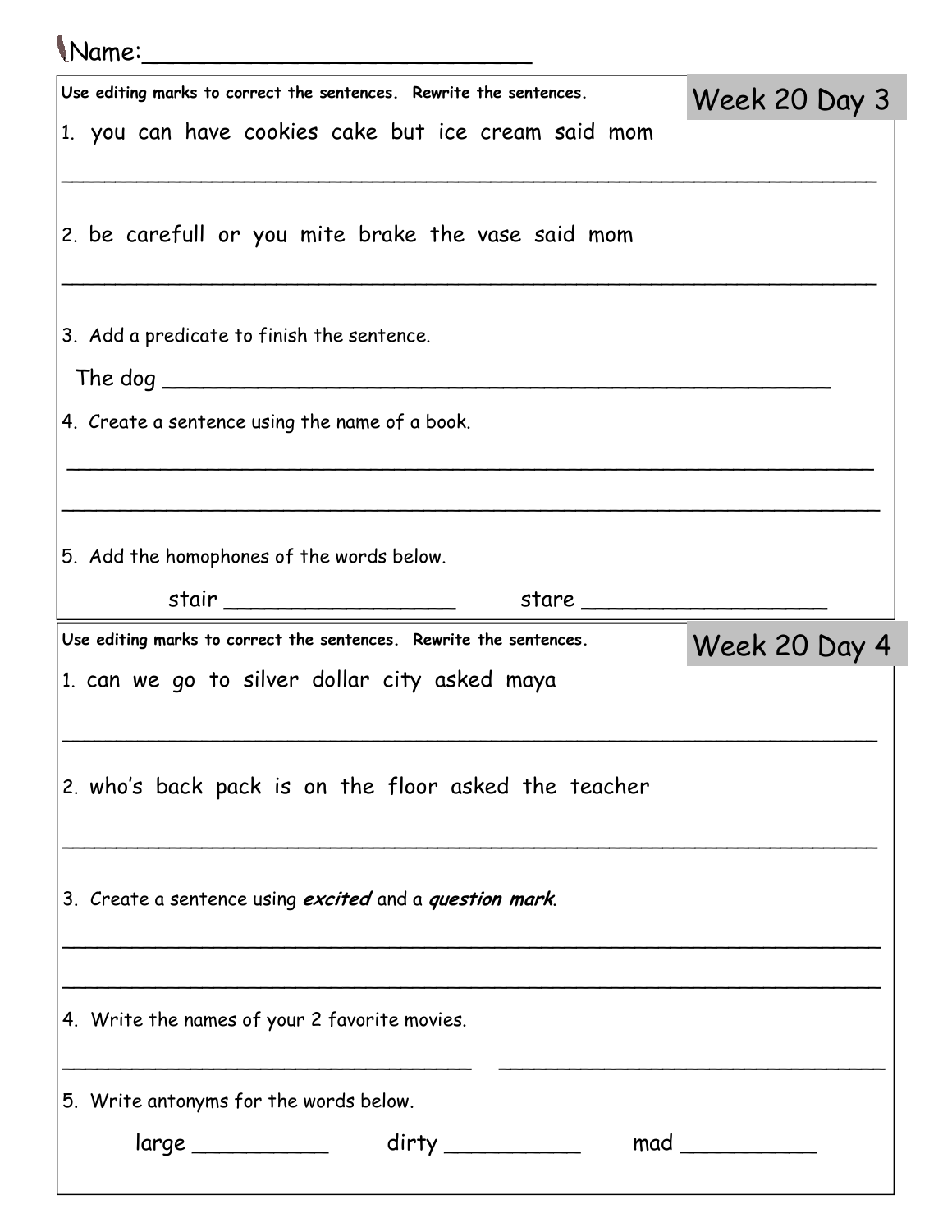Name:___________________________

## Week 20 Day 3

**Use editing marks to correct the sentences. Rewrite the sentences.**

1. you can have cookies cake but ice cream said mom

_______________________________________________________________

2. be carefull or you mite brake the vase said mom

_______________________________________________________________

3. Add a predicate to finish the sentence.

The dog ______________________________________________

4. Create a sentence using the name of a book.

_______________________________________________________________

_______________________________________________________________

5. Add the homophones of the words below.

stair __________________ stare ___________________

## Week 20 Day 4

**Use editing marks to correct the sentences. Rewrite the sentences.**

1. can we go to silver dollar city asked maya

_______________________________________________________________

2. who's back pack is on the floor asked the teacher

_______________________________________________________________

3. Create a sentence using ***excited*** and a ***question mark***.

_______________________________________________________________

_______________________________________________________________

4. Write the names of your 2 favorite movies.

______________________________ ______________________________

5. Write antonyms for the words below.

large ___________ dirty ___________ mad ___________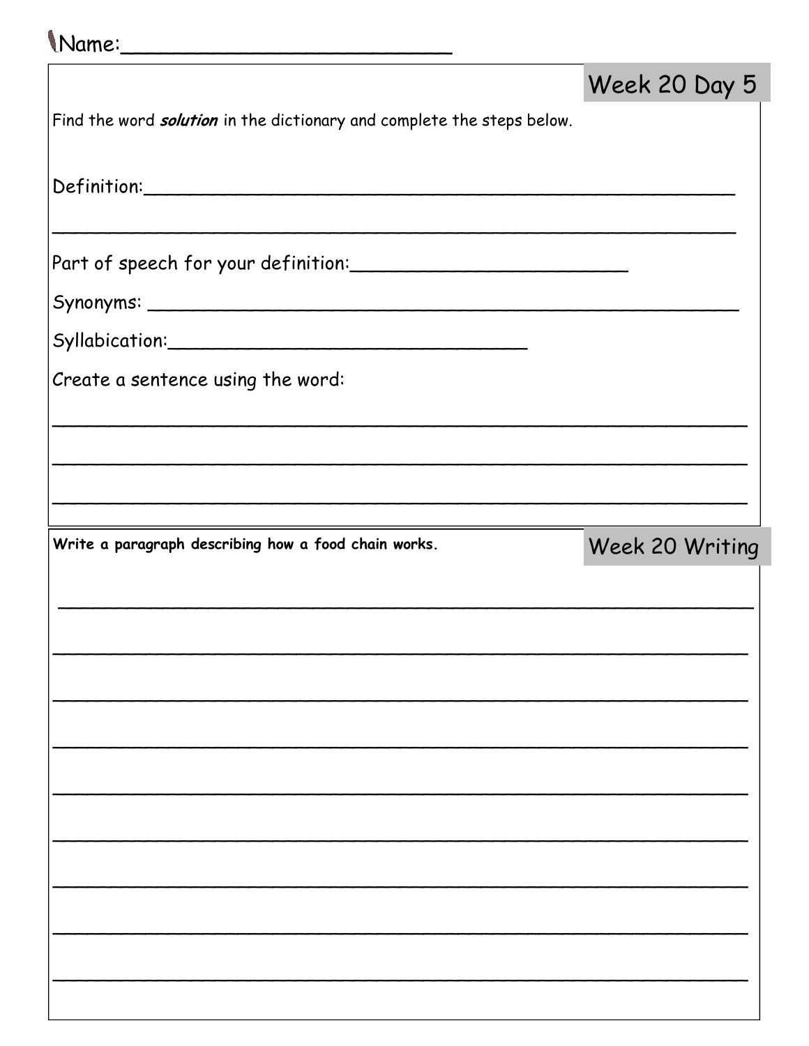Name:\_\_\_\_\_\_\_\_\_\_\_\_\_\_\_\_\_\_\_\_\_\_\_\_\_\_

## Week 20 Day 5

Find the word ***solution*** in the dictionary and complete the steps below.

Definition:\_\_\_\_\_\_\_\_\_\_\_\_\_\_\_\_\_\_\_\_\_\_\_\_\_\_\_\_\_\_\_\_\_\_\_\_\_\_\_\_\_\_\_\_\_\_\_\_\_\_

\_\_\_\_\_\_\_\_\_\_\_\_\_\_\_\_\_\_\_\_\_\_\_\_\_\_\_\_\_\_\_\_\_\_\_\_\_\_\_\_\_\_\_\_\_\_\_\_\_\_\_\_\_\_\_\_\_\_

Part of speech for your definition:\_\_\_\_\_\_\_\_\_\_\_\_\_\_\_\_\_\_\_\_\_\_\_\_\_

Synonyms: \_\_\_\_\_\_\_\_\_\_\_\_\_\_\_\_\_\_\_\_\_\_\_\_\_\_\_\_\_\_\_\_\_\_\_\_\_\_\_\_\_\_\_\_\_\_\_\_\_\_\_

Syllabication:\_\_\_\_\_\_\_\_\_\_\_\_\_\_\_\_\_\_\_\_\_\_\_\_\_\_\_\_\_\_\_\_

Create a sentence using the word:

\_\_\_\_\_\_\_\_\_\_\_\_\_\_\_\_\_\_\_\_\_\_\_\_\_\_\_\_\_\_\_\_\_\_\_\_\_\_\_\_\_\_\_\_\_\_\_\_\_\_\_\_\_\_\_\_\_\_\_\_

\_\_\_\_\_\_\_\_\_\_\_\_\_\_\_\_\_\_\_\_\_\_\_\_\_\_\_\_\_\_\_\_\_\_\_\_\_\_\_\_\_\_\_\_\_\_\_\_\_\_\_\_\_\_\_\_\_\_\_\_

\_\_\_\_\_\_\_\_\_\_\_\_\_\_\_\_\_\_\_\_\_\_\_\_\_\_\_\_\_\_\_\_\_\_\_\_\_\_\_\_\_\_\_\_\_\_\_\_\_\_\_\_\_\_\_\_\_\_\_\_

## Week 20 Writing

**Write a paragraph describing how a food chain works.**

\_\_\_\_\_\_\_\_\_\_\_\_\_\_\_\_\_\_\_\_\_\_\_\_\_\_\_\_\_\_\_\_\_\_\_\_\_\_\_\_\_\_\_\_\_\_\_\_\_\_\_\_\_\_\_\_\_\_\_\_

\_\_\_\_\_\_\_\_\_\_\_\_\_\_\_\_\_\_\_\_\_\_\_\_\_\_\_\_\_\_\_\_\_\_\_\_\_\_\_\_\_\_\_\_\_\_\_\_\_\_\_\_\_\_\_\_\_\_\_\_

\_\_\_\_\_\_\_\_\_\_\_\_\_\_\_\_\_\_\_\_\_\_\_\_\_\_\_\_\_\_\_\_\_\_\_\_\_\_\_\_\_\_\_\_\_\_\_\_\_\_\_\_\_\_\_\_\_\_\_\_

\_\_\_\_\_\_\_\_\_\_\_\_\_\_\_\_\_\_\_\_\_\_\_\_\_\_\_\_\_\_\_\_\_\_\_\_\_\_\_\_\_\_\_\_\_\_\_\_\_\_\_\_\_\_\_\_\_\_\_\_

\_\_\_\_\_\_\_\_\_\_\_\_\_\_\_\_\_\_\_\_\_\_\_\_\_\_\_\_\_\_\_\_\_\_\_\_\_\_\_\_\_\_\_\_\_\_\_\_\_\_\_\_\_\_\_\_\_\_\_\_

\_\_\_\_\_\_\_\_\_\_\_\_\_\_\_\_\_\_\_\_\_\_\_\_\_\_\_\_\_\_\_\_\_\_\_\_\_\_\_\_\_\_\_\_\_\_\_\_\_\_\_\_\_\_\_\_\_\_\_\_

\_\_\_\_\_\_\_\_\_\_\_\_\_\_\_\_\_\_\_\_\_\_\_\_\_\_\_\_\_\_\_\_\_\_\_\_\_\_\_\_\_\_\_\_\_\_\_\_\_\_\_\_\_\_\_\_\_\_\_\_

\_\_\_\_\_\_\_\_\_\_\_\_\_\_\_\_\_\_\_\_\_\_\_\_\_\_\_\_\_\_\_\_\_\_\_\_\_\_\_\_\_\_\_\_\_\_\_\_\_\_\_\_\_\_\_\_\_\_\_\_

\_\_\_\_\_\_\_\_\_\_\_\_\_\_\_\_\_\_\_\_\_\_\_\_\_\_\_\_\_\_\_\_\_\_\_\_\_\_\_\_\_\_\_\_\_\_\_\_\_\_\_\_\_\_\_\_\_\_\_\_